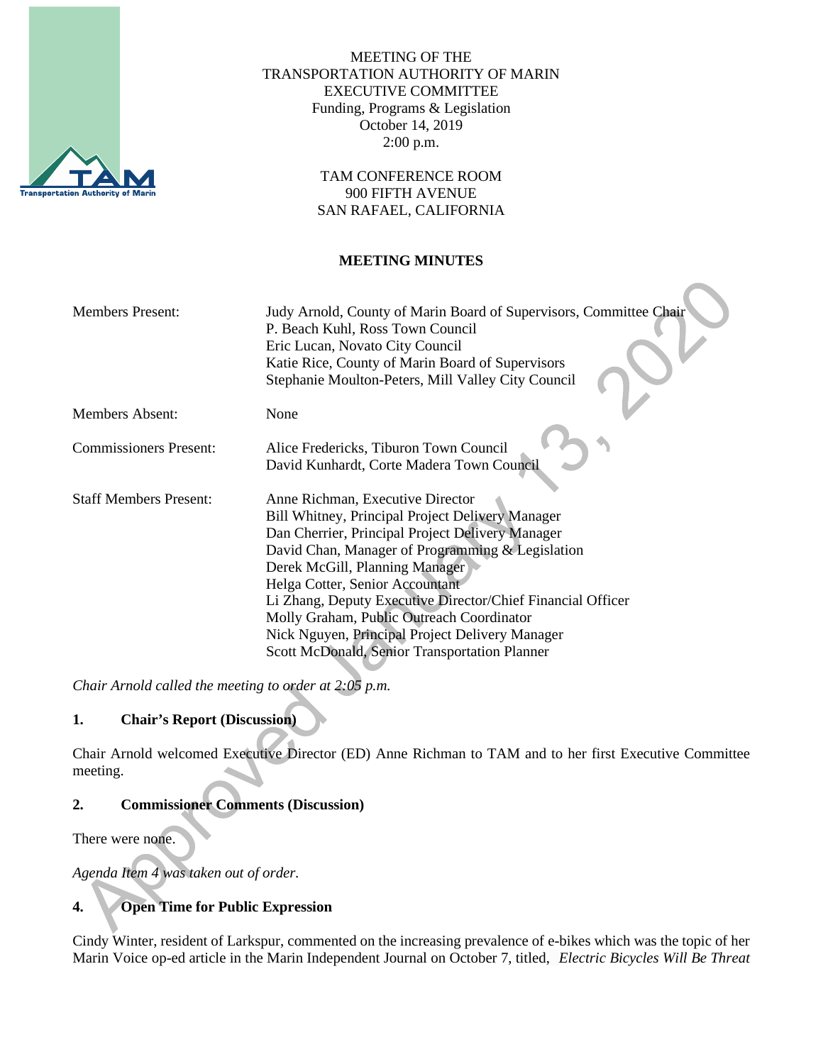MEETING OF THE
TRANSPORTATION AUTHORITY OF MARIN
EXECUTIVE COMMITTEE
Funding, Programs & Legislation
October 14, 2019
2:00 p.m.

TAM CONFERENCE ROOM
900 FIFTH AVENUE
SAN RAFAEL, CALIFORNIA

**MEETING MINUTES**

| | |
|---|---|
| Members Present: | Judy Arnold, County of Marin Board of Supervisors, Committee Chair<br>P. Beach Kuhl, Ross Town Council<br>Eric Lucan, Novato City Council<br>Katie Rice, County of Marin Board of Supervisors<br>Stephanie Moulton-Peters, Mill Valley City Council |
| Members Absent: | None |
| Commissioners Present: | Alice Fredericks, Tiburon Town Council<br>David Kunhardt, Corte Madera Town Council |
| Staff Members Present: | Anne Richman, Executive Director<br>Bill Whitney, Principal Project Delivery Manager<br>Dan Cherrier, Principal Project Delivery Manager<br>David Chan, Manager of Programming & Legislation<br>Derek McGill, Planning Manager<br>Helga Cotter, Senior Accountant<br>Li Zhang, Deputy Executive Director/Chief Financial Officer<br>Molly Graham, Public Outreach Coordinator<br>Nick Nguyen, Principal Project Delivery Manager<br>Scott McDonald, Senior Transportation Planner |

*Chair Arnold called the meeting to order at 2:05 p.m.*

## 1. Chair's Report (Discussion)

Chair Arnold welcomed Executive Director (ED) Anne Richman to TAM and to her first Executive Committee meeting.

## 2. Commissioner Comments (Discussion)

There were none.

*Agenda Item 4 was taken out of order.*

## 4. Open Time for Public Expression

Cindy Winter, resident of Larkspur, commented on the increasing prevalence of e-bikes which was the topic of her Marin Voice op-ed article in the Marin Independent Journal on October 7, titled, *Electric Bicycles Will Be Threat*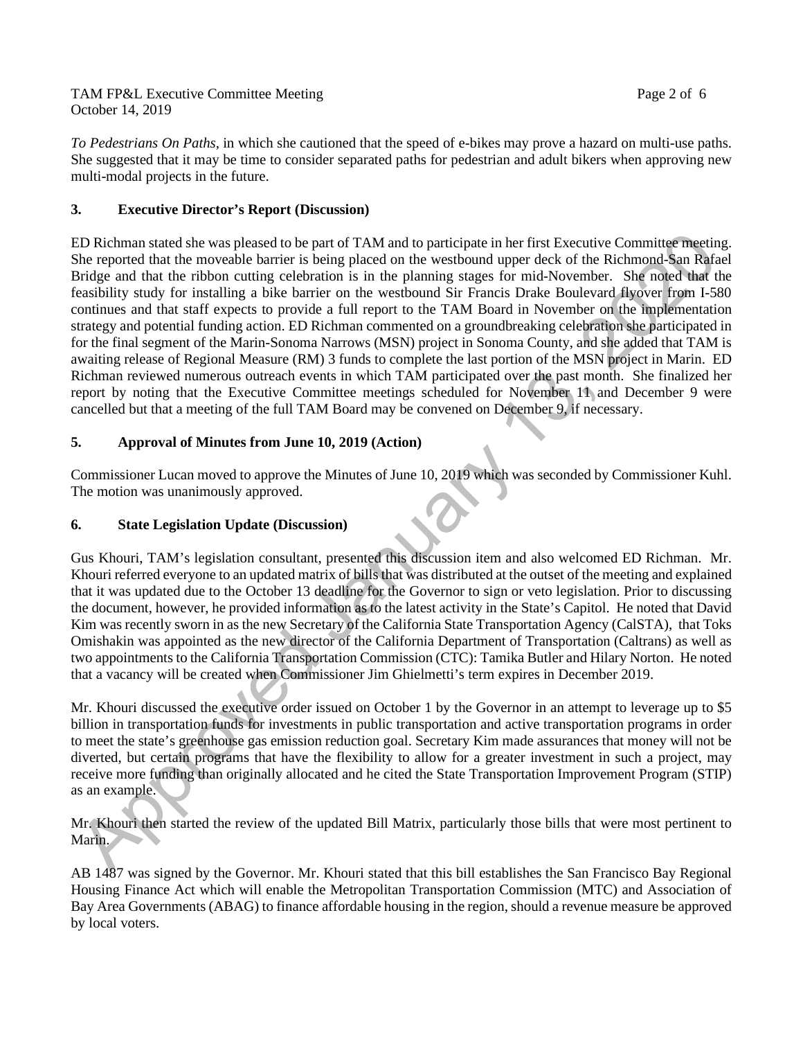*To Pedestrians On Paths*, in which she cautioned that the speed of e-bikes may prove a hazard on multi-use paths. She suggested that it may be time to consider separated paths for pedestrian and adult bikers when approving new multi-modal projects in the future.

## 3. Executive Director's Report (Discussion)

ED Richman stated she was pleased to be part of TAM and to participate in her first Executive Committee meeting. She reported that the moveable barrier is being placed on the westbound upper deck of the Richmond-San Rafael Bridge and that the ribbon cutting celebration is in the planning stages for mid-November. She noted that the feasibility study for installing a bike barrier on the westbound Sir Francis Drake Boulevard flyover from I-580 continues and that staff expects to provide a full report to the TAM Board in November on the implementation strategy and potential funding action. ED Richman commented on a groundbreaking celebration she participated in for the final segment of the Marin-Sonoma Narrows (MSN) project in Sonoma County, and she added that TAM is awaiting release of Regional Measure (RM) 3 funds to complete the last portion of the MSN project in Marin. ED Richman reviewed numerous outreach events in which TAM participated over the past month. She finalized her report by noting that the Executive Committee meetings scheduled for November 11 and December 9 were cancelled but that a meeting of the full TAM Board may be convened on December 9, if necessary.

## 5. Approval of Minutes from June 10, 2019 (Action)

Commissioner Lucan moved to approve the Minutes of June 10, 2019 which was seconded by Commissioner Kuhl. The motion was unanimously approved.

## 6. State Legislation Update (Discussion)

Gus Khouri, TAM's legislation consultant, presented this discussion item and also welcomed ED Richman. Mr. Khouri referred everyone to an updated matrix of bills that was distributed at the outset of the meeting and explained that it was updated due to the October 13 deadline for the Governor to sign or veto legislation. Prior to discussing the document, however, he provided information as to the latest activity in the State's Capitol. He noted that David Kim was recently sworn in as the new Secretary of the California State Transportation Agency (CalSTA), that Toks Omishakin was appointed as the new director of the California Department of Transportation (Caltrans) as well as two appointments to the California Transportation Commission (CTC): Tamika Butler and Hilary Norton. He noted that a vacancy will be created when Commissioner Jim Ghielmetti's term expires in December 2019.

Mr. Khouri discussed the executive order issued on October 1 by the Governor in an attempt to leverage up to $5 billion in transportation funds for investments in public transportation and active transportation programs in order to meet the state's greenhouse gas emission reduction goal. Secretary Kim made assurances that money will not be diverted, but certain programs that have the flexibility to allow for a greater investment in such a project, may receive more funding than originally allocated and he cited the State Transportation Improvement Program (STIP) as an example.

Mr. Khouri then started the review of the updated Bill Matrix, particularly those bills that were most pertinent to Marin.

AB 1487 was signed by the Governor. Mr. Khouri stated that this bill establishes the San Francisco Bay Regional Housing Finance Act which will enable the Metropolitan Transportation Commission (MTC) and Association of Bay Area Governments (ABAG) to finance affordable housing in the region, should a revenue measure be approved by local voters.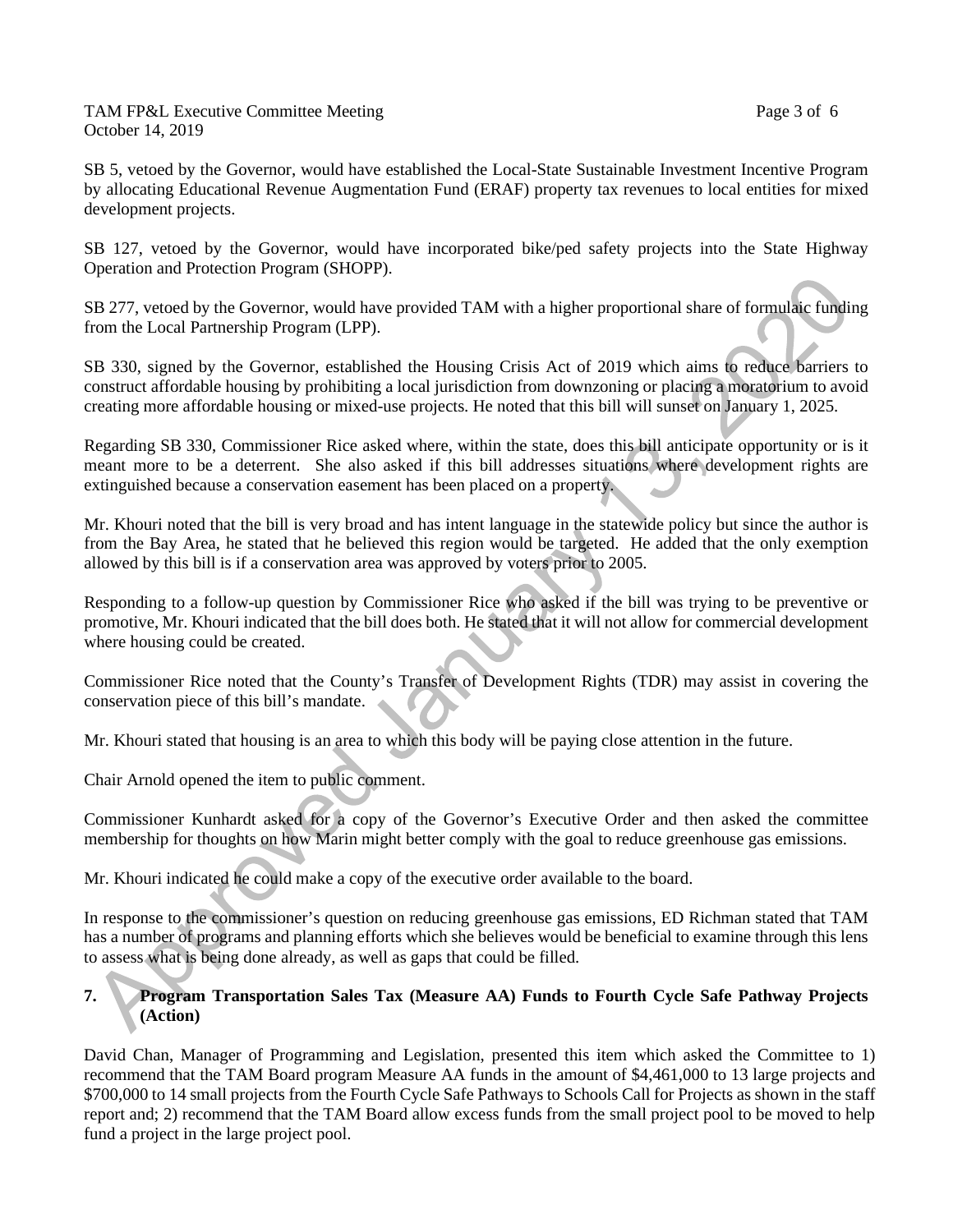SB 5, vetoed by the Governor, would have established the Local-State Sustainable Investment Incentive Program by allocating Educational Revenue Augmentation Fund (ERAF) property tax revenues to local entities for mixed development projects.

SB 127, vetoed by the Governor, would have incorporated bike/ped safety projects into the State Highway Operation and Protection Program (SHOPP).

SB 277, vetoed by the Governor, would have provided TAM with a higher proportional share of formulaic funding from the Local Partnership Program (LPP).

SB 330, signed by the Governor, established the Housing Crisis Act of 2019 which aims to reduce barriers to construct affordable housing by prohibiting a local jurisdiction from downzoning or placing a moratorium to avoid creating more affordable housing or mixed-use projects. He noted that this bill will sunset on January 1, 2025.

Regarding SB 330, Commissioner Rice asked where, within the state, does this bill anticipate opportunity or is it meant more to be a deterrent. She also asked if this bill addresses situations where development rights are extinguished because a conservation easement has been placed on a property.

Mr. Khouri noted that the bill is very broad and has intent language in the statewide policy but since the author is from the Bay Area, he stated that he believed this region would be targeted. He added that the only exemption allowed by this bill is if a conservation area was approved by voters prior to 2005.

Responding to a follow-up question by Commissioner Rice who asked if the bill was trying to be preventive or promotive, Mr. Khouri indicated that the bill does both. He stated that it will not allow for commercial development where housing could be created.

Commissioner Rice noted that the County's Transfer of Development Rights (TDR) may assist in covering the conservation piece of this bill's mandate.

Mr. Khouri stated that housing is an area to which this body will be paying close attention in the future.

Chair Arnold opened the item to public comment.

Commissioner Kunhardt asked for a copy of the Governor's Executive Order and then asked the committee membership for thoughts on how Marin might better comply with the goal to reduce greenhouse gas emissions.

Mr. Khouri indicated he could make a copy of the executive order available to the board.

In response to the commissioner's question on reducing greenhouse gas emissions, ED Richman stated that TAM has a number of programs and planning efforts which she believes would be beneficial to examine through this lens to assess what is being done already, as well as gaps that could be filled.

**7. Program Transportation Sales Tax (Measure AA) Funds to Fourth Cycle Safe Pathway Projects (Action)**

David Chan, Manager of Programming and Legislation, presented this item which asked the Committee to 1) recommend that the TAM Board program Measure AA funds in the amount of $4,461,000 to 13 large projects and $700,000 to 14 small projects from the Fourth Cycle Safe Pathways to Schools Call for Projects as shown in the staff report and; 2) recommend that the TAM Board allow excess funds from the small project pool to be moved to help fund a project in the large project pool.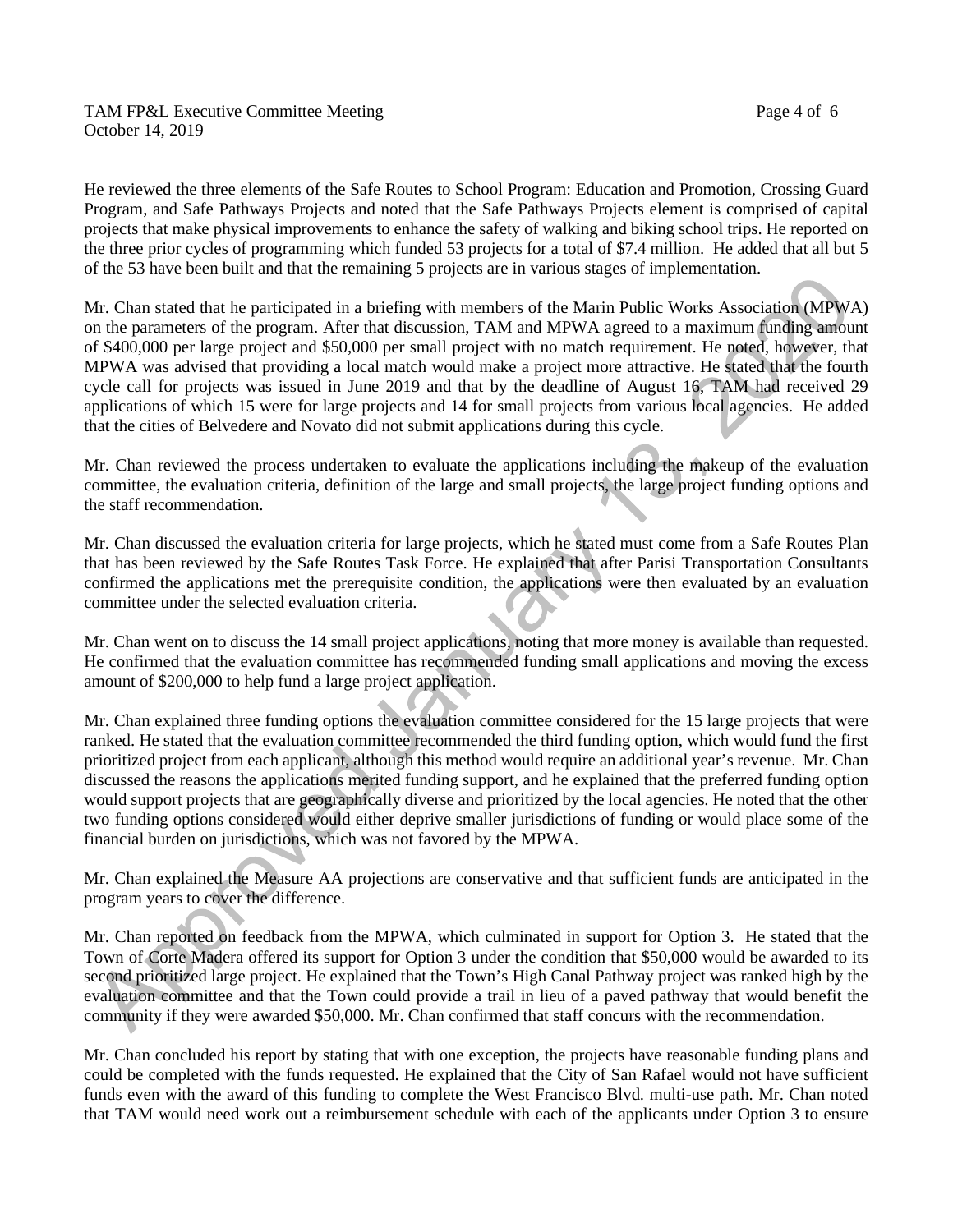He reviewed the three elements of the Safe Routes to School Program: Education and Promotion, Crossing Guard Program, and Safe Pathways Projects and noted that the Safe Pathways Projects element is comprised of capital projects that make physical improvements to enhance the safety of walking and biking school trips. He reported on the three prior cycles of programming which funded 53 projects for a total of $7.4 million. He added that all but 5 of the 53 have been built and that the remaining 5 projects are in various stages of implementation.

Mr. Chan stated that he participated in a briefing with members of the Marin Public Works Association (MPWA) on the parameters of the program. After that discussion, TAM and MPWA agreed to a maximum funding amount of $400,000 per large project and $50,000 per small project with no match requirement. He noted, however, that MPWA was advised that providing a local match would make a project more attractive. He stated that the fourth cycle call for projects was issued in June 2019 and that by the deadline of August 16, TAM had received 29 applications of which 15 were for large projects and 14 for small projects from various local agencies. He added that the cities of Belvedere and Novato did not submit applications during this cycle.

Mr. Chan reviewed the process undertaken to evaluate the applications including the makeup of the evaluation committee, the evaluation criteria, definition of the large and small projects, the large project funding options and the staff recommendation.

Mr. Chan discussed the evaluation criteria for large projects, which he stated must come from a Safe Routes Plan that has been reviewed by the Safe Routes Task Force. He explained that after Parisi Transportation Consultants confirmed the applications met the prerequisite condition, the applications were then evaluated by an evaluation committee under the selected evaluation criteria.

Mr. Chan went on to discuss the 14 small project applications, noting that more money is available than requested. He confirmed that the evaluation committee has recommended funding small applications and moving the excess amount of $200,000 to help fund a large project application.

Mr. Chan explained three funding options the evaluation committee considered for the 15 large projects that were ranked. He stated that the evaluation committee recommended the third funding option, which would fund the first prioritized project from each applicant, although this method would require an additional year's revenue. Mr. Chan discussed the reasons the applications merited funding support, and he explained that the preferred funding option would support projects that are geographically diverse and prioritized by the local agencies. He noted that the other two funding options considered would either deprive smaller jurisdictions of funding or would place some of the financial burden on jurisdictions, which was not favored by the MPWA.

Mr. Chan explained the Measure AA projections are conservative and that sufficient funds are anticipated in the program years to cover the difference.

Mr. Chan reported on feedback from the MPWA, which culminated in support for Option 3. He stated that the Town of Corte Madera offered its support for Option 3 under the condition that $50,000 would be awarded to its second prioritized large project. He explained that the Town's High Canal Pathway project was ranked high by the evaluation committee and that the Town could provide a trail in lieu of a paved pathway that would benefit the community if they were awarded $50,000. Mr. Chan confirmed that staff concurs with the recommendation.

Mr. Chan concluded his report by stating that with one exception, the projects have reasonable funding plans and could be completed with the funds requested. He explained that the City of San Rafael would not have sufficient funds even with the award of this funding to complete the West Francisco Blvd. multi-use path. Mr. Chan noted that TAM would need work out a reimbursement schedule with each of the applicants under Option 3 to ensure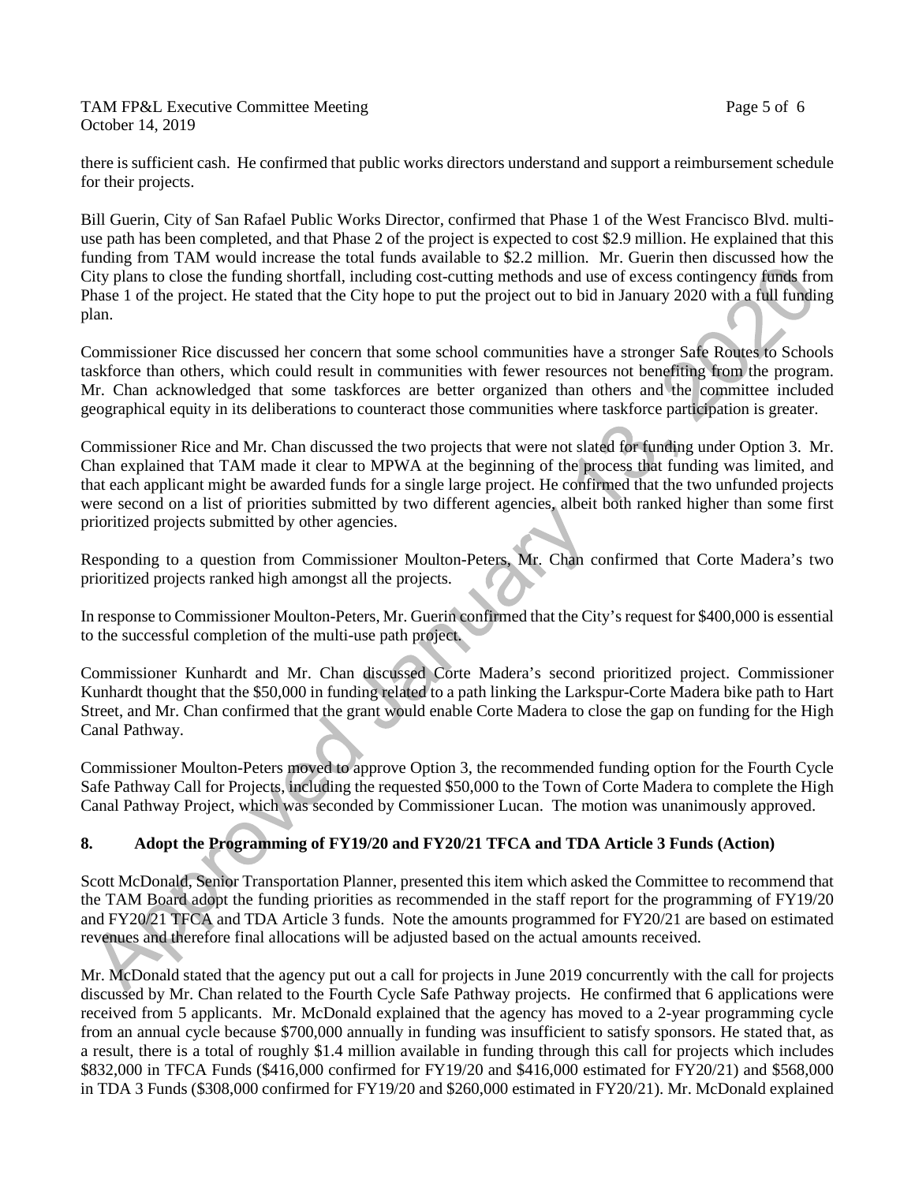there is sufficient cash. He confirmed that public works directors understand and support a reimbursement schedule for their projects.

Bill Guerin, City of San Rafael Public Works Director, confirmed that Phase 1 of the West Francisco Blvd. multi-use path has been completed, and that Phase 2 of the project is expected to cost $2.9 million. He explained that this funding from TAM would increase the total funds available to $2.2 million. Mr. Guerin then discussed how the City plans to close the funding shortfall, including cost-cutting methods and use of excess contingency funds from Phase 1 of the project. He stated that the City hope to put the project out to bid in January 2020 with a full funding plan.

Commissioner Rice discussed her concern that some school communities have a stronger Safe Routes to Schools taskforce than others, which could result in communities with fewer resources not benefiting from the program. Mr. Chan acknowledged that some taskforces are better organized than others and the committee included geographical equity in its deliberations to counteract those communities where taskforce participation is greater.

Commissioner Rice and Mr. Chan discussed the two projects that were not slated for funding under Option 3. Mr. Chan explained that TAM made it clear to MPWA at the beginning of the process that funding was limited, and that each applicant might be awarded funds for a single large project. He confirmed that the two unfunded projects were second on a list of priorities submitted by two different agencies, albeit both ranked higher than some first prioritized projects submitted by other agencies.

Responding to a question from Commissioner Moulton-Peters, Mr. Chan confirmed that Corte Madera's two prioritized projects ranked high amongst all the projects.

In response to Commissioner Moulton-Peters, Mr. Guerin confirmed that the City's request for $400,000 is essential to the successful completion of the multi-use path project.

Commissioner Kunhardt and Mr. Chan discussed Corte Madera's second prioritized project. Commissioner Kunhardt thought that the $50,000 in funding related to a path linking the Larkspur-Corte Madera bike path to Hart Street, and Mr. Chan confirmed that the grant would enable Corte Madera to close the gap on funding for the High Canal Pathway.

Commissioner Moulton-Peters moved to approve Option 3, the recommended funding option for the Fourth Cycle Safe Pathway Call for Projects, including the requested $50,000 to the Town of Corte Madera to complete the High Canal Pathway Project, which was seconded by Commissioner Lucan. The motion was unanimously approved.

## 8. Adopt the Programming of FY19/20 and FY20/21 TFCA and TDA Article 3 Funds (Action)

Scott McDonald, Senior Transportation Planner, presented this item which asked the Committee to recommend that the TAM Board adopt the funding priorities as recommended in the staff report for the programming of FY19/20 and FY20/21 TFCA and TDA Article 3 funds. Note the amounts programmed for FY20/21 are based on estimated revenues and therefore final allocations will be adjusted based on the actual amounts received.

Mr. McDonald stated that the agency put out a call for projects in June 2019 concurrently with the call for projects discussed by Mr. Chan related to the Fourth Cycle Safe Pathway projects. He confirmed that 6 applications were received from 5 applicants. Mr. McDonald explained that the agency has moved to a 2-year programming cycle from an annual cycle because $700,000 annually in funding was insufficient to satisfy sponsors. He stated that, as a result, there is a total of roughly $1.4 million available in funding through this call for projects which includes $832,000 in TFCA Funds ($416,000 confirmed for FY19/20 and $416,000 estimated for FY20/21) and $568,000 in TDA 3 Funds ($308,000 confirmed for FY19/20 and $260,000 estimated in FY20/21). Mr. McDonald explained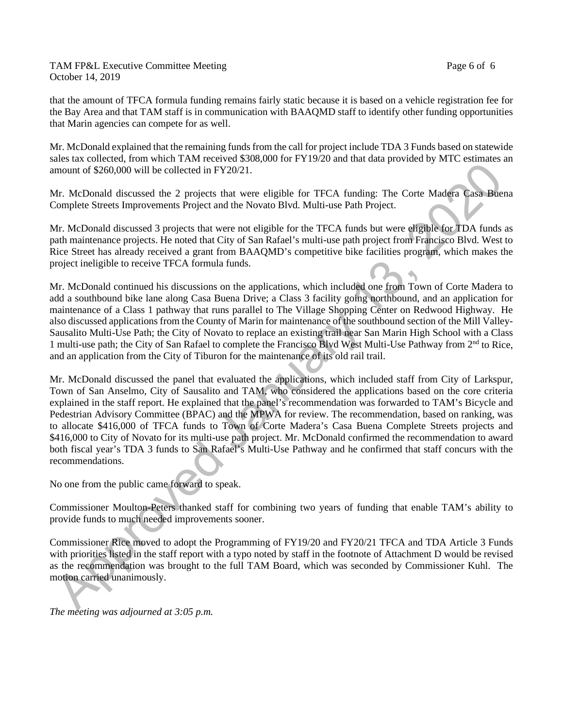that the amount of TFCA formula funding remains fairly static because it is based on a vehicle registration fee for the Bay Area and that TAM staff is in communication with BAAQMD staff to identify other funding opportunities that Marin agencies can compete for as well.

Mr. McDonald explained that the remaining funds from the call for project include TDA 3 Funds based on statewide sales tax collected, from which TAM received $308,000 for FY19/20 and that data provided by MTC estimates an amount of $260,000 will be collected in FY20/21.

Mr. McDonald discussed the 2 projects that were eligible for TFCA funding: The Corte Madera Casa Buena Complete Streets Improvements Project and the Novato Blvd. Multi-use Path Project.

Mr. McDonald discussed 3 projects that were not eligible for the TFCA funds but were eligible for TDA funds as path maintenance projects. He noted that City of San Rafael's multi-use path project from Francisco Blvd. West to Rice Street has already received a grant from BAAQMD's competitive bike facilities program, which makes the project ineligible to receive TFCA formula funds.

Mr. McDonald continued his discussions on the applications, which included one from Town of Corte Madera to add a southbound bike lane along Casa Buena Drive; a Class 3 facility going northbound, and an application for maintenance of a Class 1 pathway that runs parallel to The Village Shopping Center on Redwood Highway. He also discussed applications from the County of Marin for maintenance of the southbound section of the Mill Valley-Sausalito Multi-Use Path; the City of Novato to replace an existing trail near San Marin High School with a Class 1 multi-use path; the City of San Rafael to complete the Francisco Blvd West Multi-Use Pathway from 2nd to Rice, and an application from the City of Tiburon for the maintenance of its old rail trail.

Mr. McDonald discussed the panel that evaluated the applications, which included staff from City of Larkspur, Town of San Anselmo, City of Sausalito and TAM, who considered the applications based on the core criteria explained in the staff report. He explained that the panel's recommendation was forwarded to TAM's Bicycle and Pedestrian Advisory Committee (BPAC) and the MPWA for review. The recommendation, based on ranking, was to allocate $416,000 of TFCA funds to Town of Corte Madera's Casa Buena Complete Streets projects and $416,000 to City of Novato for its multi-use path project. Mr. McDonald confirmed the recommendation to award both fiscal year's TDA 3 funds to San Rafael's Multi-Use Pathway and he confirmed that staff concurs with the recommendations.

No one from the public came forward to speak.

Commissioner Moulton-Peters thanked staff for combining two years of funding that enable TAM's ability to provide funds to much needed improvements sooner.

Commissioner Rice moved to adopt the Programming of FY19/20 and FY20/21 TFCA and TDA Article 3 Funds with priorities listed in the staff report with a typo noted by staff in the footnote of Attachment D would be revised as the recommendation was brought to the full TAM Board, which was seconded by Commissioner Kuhl. The motion carried unanimously.

*The meeting was adjourned at 3:05 p.m.*